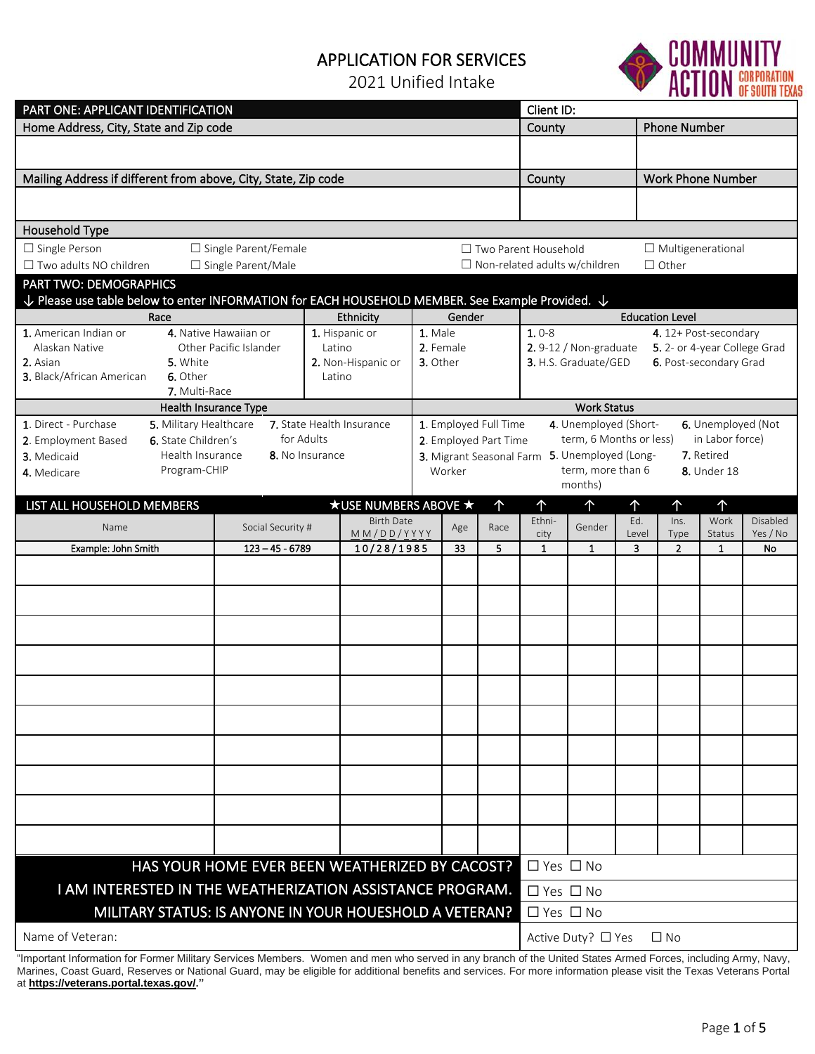# APPLICATION FOR SERVICES

2021 Unified Intake

COMMUNITY ACTION CORPORATION OF SOUTH TEXAS

## PART ONE: APPLICANT IDENTIFICATION

| Home Address, City, State and Zip code | County | Phone Number |
|---|---|---|
| | | |
| **Mailing Address if different from above, City, State, Zip code** | **County** | **Work Phone Number** |
| | | |

Client ID:

**Household Type**

☐ Single Person ☐ Single Parent/Female ☐ Two Parent Household ☐ Multigenerational
☐ Two adults NO children ☐ Single Parent/Male ☐ Non-related adults w/children ☐ Other

## PART TWO: DEMOGRAPHICS

↓ Please use table below to enter INFORMATION for EACH HOUSEHOLD MEMBER. See Example Provided. ↓

**Race**
1. American Indian or Alaskan Native
2. Asian
3. Black/African American
4. Native Hawaiian or Other Pacific Islander
5. White
6. Other
7. Multi-Race

**Ethnicity**
1. Hispanic or Latino
2. Non-Hispanic or Latino

**Gender**
1. Male
2. Female
3. Other

**Education Level**
1. 0-8
2. 9-12 / Non-graduate
3. H.S. Graduate/GED
4. 12+ Post-secondary
5. 2- or 4-year College Grad
6. Post-secondary Grad

**Health Insurance Type**
1. Direct - Purchase
2. Employment Based
3. Medicaid
4. Medicare
5. Military Healthcare
6. State Children's Health Insurance Program-CHIP
7. State Health Insurance for Adults
8. No Insurance

**Work Status**
1. Employed Full Time
2. Employed Part Time
3. Migrant Seasonal Farm Worker
4. Unemployed (Short-term, 6 Months or less)
5. Unemployed (Long-term, more than 6 months)
6. Unemployed (Not in Labor force)
7. Retired
8. Under 18

**LIST ALL HOUSEHOLD MEMBERS** ★USE NUMBERS ABOVE★

| Name | Social Security # | Birth Date MM/DD/YYYY | Age | Race | Ethnicity | Gender | Ed. Level | Ins. Type | Work Status | Disabled Yes / No |
|---|---|---|---|---|---|---|---|---|---|---|
| Example: John Smith | 123 – 45 - 6789 | 10/28/1985 | 33 | 5 | 1 | 1 | 3 | 2 | 1 | No |
| | | | | | | | | | | |
| | | | | | | | | | | |
| | | | | | | | | | | |
| | | | | | | | | | | |
| | | | | | | | | | | |
| | | | | | | | | | | |
| | | | | | | | | | | |
| | | | | | | | | | | |
| | | | | | | | | | | |
| | | | | | | | | | | |

| | |
|---|---|
| HAS YOUR HOME EVER BEEN WEATHERIZED BY CACOST? | ☐ Yes ☐ No |
| I AM INTERESTED IN THE WEATHERIZATION ASSISTANCE PROGRAM. | ☐ Yes ☐ No |
| MILITARY STATUS: IS ANYONE IN YOUR HOUSEHOLD A VETERAN? | ☐ Yes ☐ No |
| Name of Veteran: | Active Duty? ☐ Yes ☐ No |

"Important Information for Former Military Services Members. Women and men who served in any branch of the United States Armed Forces, including Army, Navy, Marines, Coast Guard, Reserves or National Guard, may be eligible for additional benefits and services. For more information please visit the Texas Veterans Portal at **https://veterans.portal.texas.gov/**."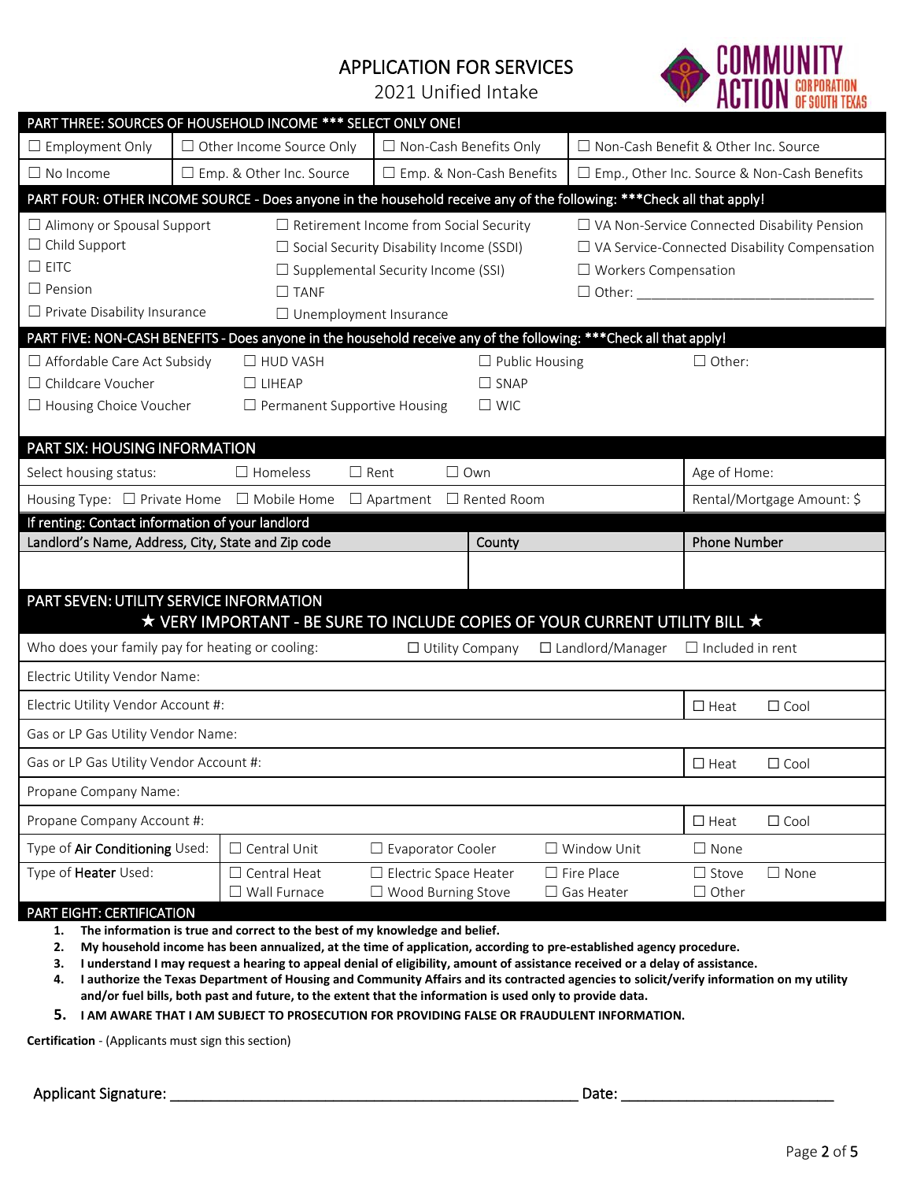# APPLICATION FOR SERVICES
2021 Unified Intake

COMMUNITY ACTION CORPORATION OF SOUTH TEXAS

## PART THREE: SOURCES OF HOUSEHOLD INCOME *** SELECT ONLY ONE!

| | | | |
|---|---|---|---|
| ☐ Employment Only | ☐ Other Income Source Only | ☐ Non-Cash Benefits Only | ☐ Non-Cash Benefit & Other Inc. Source |
| ☐ No Income | ☐ Emp. & Other Inc. Source | ☐ Emp. & Non-Cash Benefits | ☐ Emp., Other Inc. Source & Non-Cash Benefits |

## PART FOUR: OTHER INCOME SOURCE - Does anyone in the household receive any of the following: ***Check all that apply!

| | | |
|---|---|---|
| ☐ Alimony or Spousal Support | ☐ Retirement Income from Social Security | ☐ VA Non-Service Connected Disability Pension |
| ☐ Child Support | ☐ Social Security Disability Income (SSDI) | ☐ VA Service-Connected Disability Compensation |
| ☐ EITC | ☐ Supplemental Security Income (SSI) | ☐ Workers Compensation |
| ☐ Pension | ☐ TANF | ☐ Other: ______________________________ |
| ☐ Private Disability Insurance | ☐ Unemployment Insurance | |

## PART FIVE: NON-CASH BENEFITS - Does anyone in the household receive any of the following: ***Check all that apply!

| | | | |
|---|---|---|---|
| ☐ Affordable Care Act Subsidy | ☐ HUD VASH | ☐ Public Housing | ☐ Other: |
| ☐ Childcare Voucher | ☐ LIHEAP | ☐ SNAP | |
| ☐ Housing Choice Voucher | ☐ Permanent Supportive Housing | ☐ WIC | |

## PART SIX: HOUSING INFORMATION

| | |
|---|---|
| Select housing status: ☐ Homeless ☐ Rent ☐ Own | Age of Home: |
| Housing Type: ☐ Private Home ☐ Mobile Home ☐ Apartment ☐ Rented Room | Rental/Mortgage Amount: $ |

**If renting: Contact information of your landlord**

| Landlord's Name, Address, City, State and Zip code | County | Phone Number |
|---|---|---|
| | | |

## PART SEVEN: UTILITY SERVICE INFORMATION

★ VERY IMPORTANT - BE SURE TO INCLUDE COPIES OF YOUR CURRENT UTILITY BILL ★

| | |
|---|---|
| Who does your family pay for heating or cooling: ☐ Utility Company ☐ Landlord/Manager ☐ Included in rent | |
| Electric Utility Vendor Name: | |
| Electric Utility Vendor Account #: | ☐ Heat ☐ Cool |
| Gas or LP Gas Utility Vendor Name: | |
| Gas or LP Gas Utility Vendor Account #: | ☐ Heat ☐ Cool |
| Propane Company Name: | |
| Propane Company Account #: | ☐ Heat ☐ Cool |

| | | | | |
|---|---|---|---|---|
| Type of **Air Conditioning** Used: | ☐ Central Unit | ☐ Evaporator Cooler | ☐ Window Unit | ☐ None |
| Type of **Heater** Used: | ☐ Central Heat<br>☐ Wall Furnace | ☐ Electric Space Heater<br>☐ Wood Burning Stove | ☐ Fire Place<br>☐ Gas Heater | ☐ Stove ☐ None<br>☐ Other |

## PART EIGHT: CERTIFICATION

1. **The information is true and correct to the best of my knowledge and belief.**
2. **My household income has been annualized, at the time of application, according to pre-established agency procedure.**
3. **I understand I may request a hearing to appeal denial of eligibility, amount of assistance received or a delay of assistance.**
4. **I authorize the Texas Department of Housing and Community Affairs and its contracted agencies to solicit/verify information on my utility and/or fuel bills, both past and future, to the extent that the information is used only to provide data.**
5. **I AM AWARE THAT I AM SUBJECT TO PROSECUTION FOR PROVIDING FALSE OR FRAUDULENT INFORMATION.**

**Certification** - (Applicants must sign this section)

Applicant Signature: ________________________________________________ Date: _________________________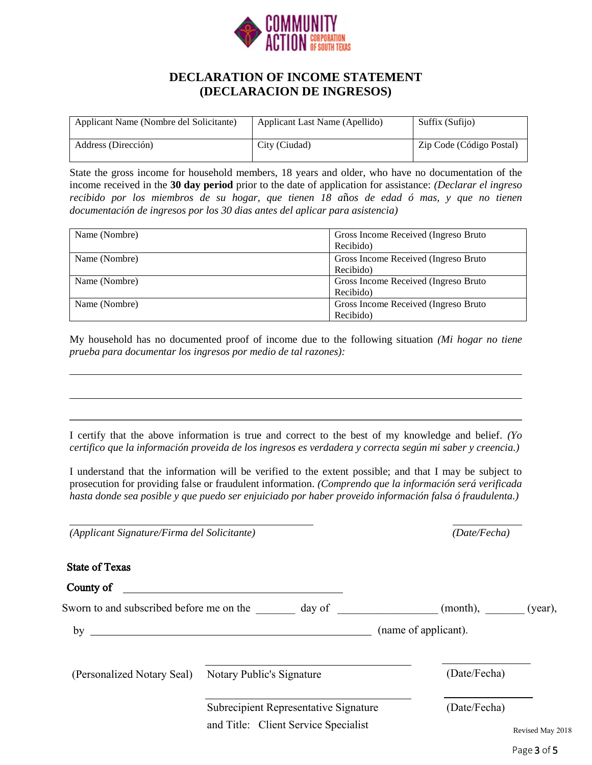# DECLARATION OF INCOME STATEMENT
# (DECLARACION DE INGRESOS)

| | | |
|---|---|---|
| Applicant Name (Nombre del Solicitante) | Applicant Last Name (Apellido) | Suffix (Sufijo) |
| Address (Dirección) | City (Ciudad) | Zip Code (Código Postal) |

State the gross income for household members, 18 years and older, who have no documentation of the income received in the **30 day period** prior to the date of application for assistance: *(Declarar el ingreso recibido por los miembros de su hogar, que tienen 18 años de edad ó mas, y que no tienen documentación de ingresos por los 30 dias antes del aplicar para asistencia)*

| | |
|---|---|
| Name (Nombre) | Gross Income Received (Ingreso Bruto Recibido) |
| Name (Nombre) | Gross Income Received (Ingreso Bruto Recibido) |
| Name (Nombre) | Gross Income Received (Ingreso Bruto Recibido) |
| Name (Nombre) | Gross Income Received (Ingreso Bruto Recibido) |

My household has no documented proof of income due to the following situation *(Mi hogar no tiene prueba para documentar los ingresos por medio de tal razones):*

______________________________________________________________________

______________________________________________________________________

______________________________________________________________________

I certify that the above information is true and correct to the best of my knowledge and belief. *(Yo certifico que la información proveida de los ingresos es verdadera y correcta según mi saber y creencia.)*

I understand that the information will be verified to the extent possible; and that I may be subject to prosecution for providing false or fraudulent information. *(Comprendo que la información será verificada hasta donde sea posible y que puedo ser enjuiciado por haber proveido información falsa ó fraudulenta.)*

______________________________________ ____________

*(Applicant Signature/Firma del Solicitante)* *(Date/Fecha)*

**State of Texas**

**County of** ______________________________

Sworn to and subscribed before me on the _______ day of _________________ (month), _______ (year),

by ____________________________________________ (name of applicant).

(Personalized Notary Seal) ______________________________ Notary Public's Signature ____________ (Date/Fecha)

______________________________ Subrecipient Representative Signature and Title: Client Service Specialist ____________ (Date/Fecha)

Revised May 2018